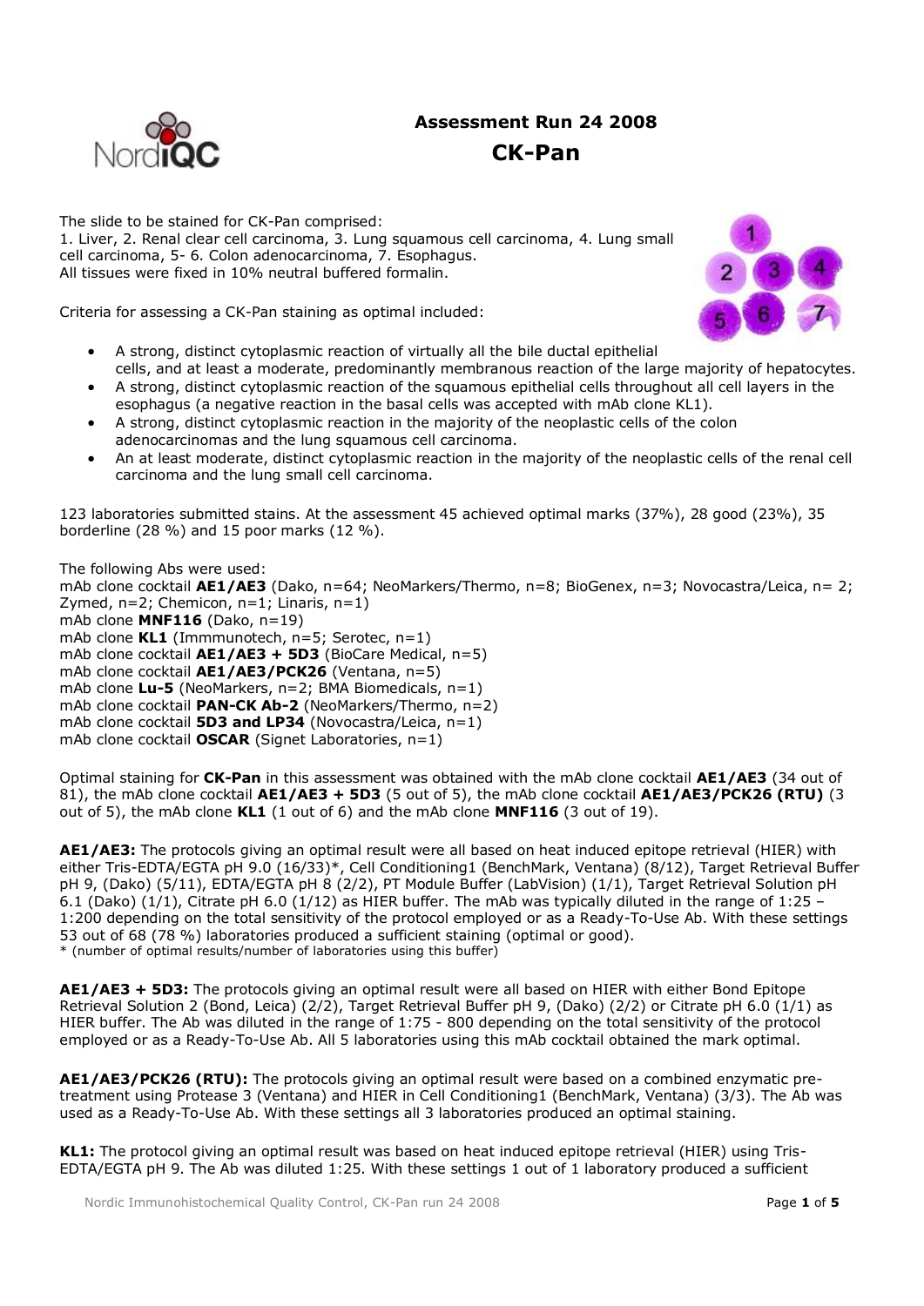# Assessment Run 24 2008

## CK-Pan

The slide to be stained for CK-Pan comprised:
1. Liver, 2. Renal clear cell carcinoma, 3. Lung squamous cell carcinoma, 4. Lung small cell carcinoma, 5- 6. Colon adenocarcinoma, 7. Esophagus.
All tissues were fixed in 10% neutral buffered formalin.

Criteria for assessing a CK-Pan staining as optimal included:

- A strong, distinct cytoplasmic reaction of virtually all the bile ductal epithelial cells, and at least a moderate, predominantly membranous reaction of the large majority of hepatocytes.
- A strong, distinct cytoplasmic reaction of the squamous epithelial cells throughout all cell layers in the esophagus (a negative reaction in the basal cells was accepted with mAb clone KL1).
- A strong, distinct cytoplasmic reaction in the majority of the neoplastic cells of the colon adenocarcinomas and the lung squamous cell carcinoma.
- An at least moderate, distinct cytoplasmic reaction in the majority of the neoplastic cells of the renal cell carcinoma and the lung small cell carcinoma.

123 laboratories submitted stains. At the assessment 45 achieved optimal marks (37%), 28 good (23%), 35 borderline (28 %) and 15 poor marks (12 %).

The following Abs were used:
mAb clone cocktail **AE1/AE3** (Dako, n=64; NeoMarkers/Thermo, n=8; BioGenex, n=3; Novocastra/Leica, n= 2; Zymed, n=2; Chemicon, n=1; Linaris, n=1)
mAb clone **MNF116** (Dako, n=19)
mAb clone **KL1** (Immmunotech, n=5; Serotec, n=1)
mAb clone cocktail **AE1/AE3 + 5D3** (BioCare Medical, n=5)
mAb clone cocktail **AE1/AE3/PCK26** (Ventana, n=5)
mAb clone **Lu-5** (NeoMarkers, n=2; BMA Biomedicals, n=1)
mAb clone cocktail **PAN-CK Ab-2** (NeoMarkers/Thermo, n=2)
mAb clone cocktail **5D3 and LP34** (Novocastra/Leica, n=1)
mAb clone cocktail **OSCAR** (Signet Laboratories, n=1)

Optimal staining for **CK-Pan** in this assessment was obtained with the mAb clone cocktail **AE1/AE3** (34 out of 81), the mAb clone cocktail **AE1/AE3 + 5D3** (5 out of 5), the mAb clone cocktail **AE1/AE3/PCK26 (RTU)** (3 out of 5), the mAb clone **KL1** (1 out of 6) and the mAb clone **MNF116** (3 out of 19).

**AE1/AE3:** The protocols giving an optimal result were all based on heat induced epitope retrieval (HIER) with either Tris-EDTA/EGTA pH 9.0 (16/33)*, Cell Conditioning1 (BenchMark, Ventana) (8/12), Target Retrieval Buffer pH 9, (Dako) (5/11), EDTA/EGTA pH 8 (2/2), PT Module Buffer (LabVision) (1/1), Target Retrieval Solution pH 6.1 (Dako) (1/1), Citrate pH 6.0 (1/12) as HIER buffer. The mAb was typically diluted in the range of 1:25 – 1:200 depending on the total sensitivity of the protocol employed or as a Ready-To-Use Ab. With these settings 53 out of 68 (78 %) laboratories produced a sufficient staining (optimal or good).
* (number of optimal results/number of laboratories using this buffer)

**AE1/AE3 + 5D3:** The protocols giving an optimal result were all based on HIER with either Bond Epitope Retrieval Solution 2 (Bond, Leica) (2/2), Target Retrieval Buffer pH 9, (Dako) (2/2) or Citrate pH 6.0 (1/1) as HIER buffer. The Ab was diluted in the range of 1:75 - 800 depending on the total sensitivity of the protocol employed or as a Ready-To-Use Ab. All 5 laboratories using this mAb cocktail obtained the mark optimal.

**AE1/AE3/PCK26 (RTU):** The protocols giving an optimal result were based on a combined enzymatic pre-treatment using Protease 3 (Ventana) and HIER in Cell Conditioning1 (BenchMark, Ventana) (3/3). The Ab was used as a Ready-To-Use Ab. With these settings all 3 laboratories produced an optimal staining.

**KL1:** The protocol giving an optimal result was based on heat induced epitope retrieval (HIER) using Tris-EDTA/EGTA pH 9. The Ab was diluted 1:25. With these settings 1 out of 1 laboratory produced a sufficient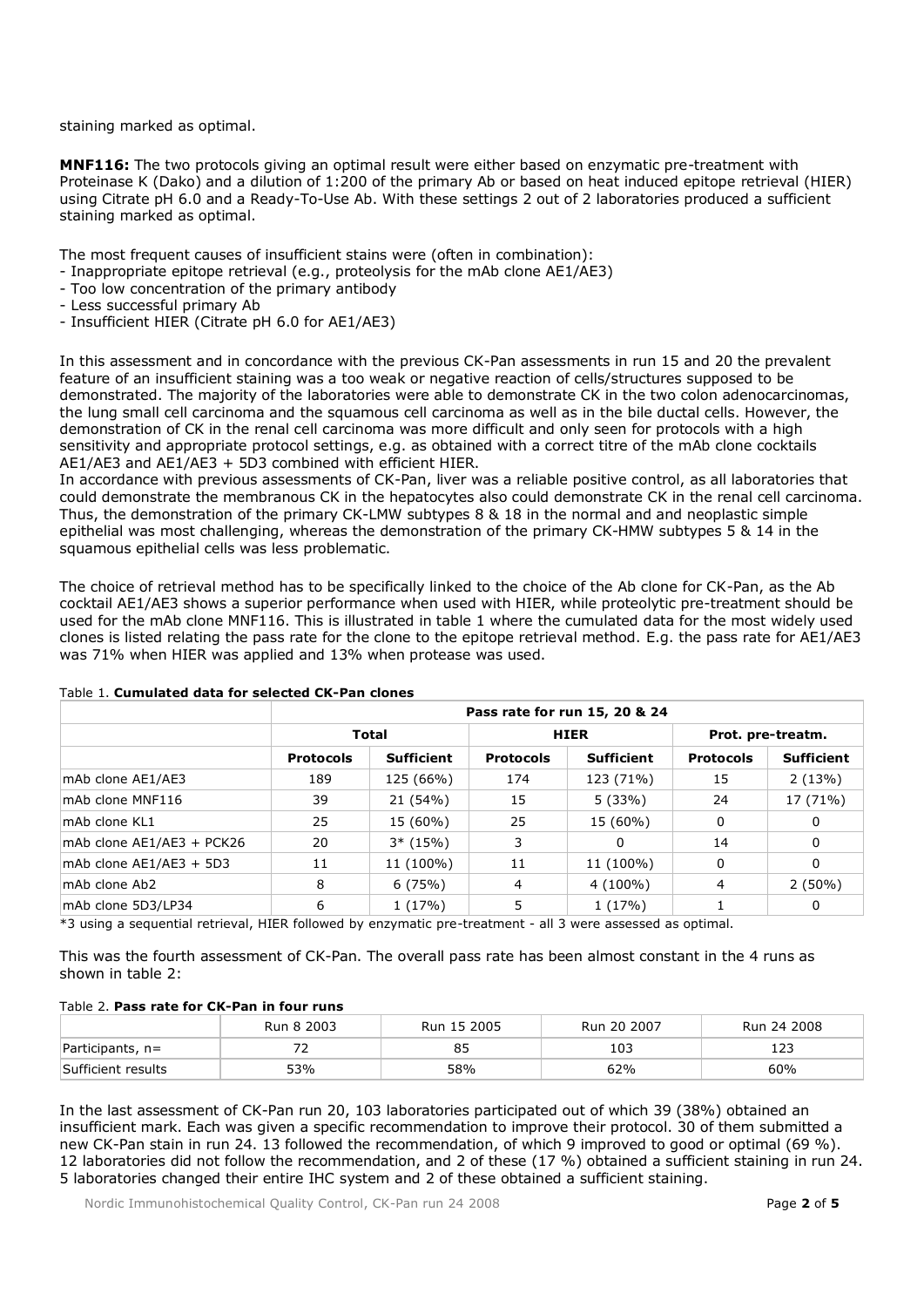staining marked as optimal.

**MNF116:** The two protocols giving an optimal result were either based on enzymatic pre-treatment with Proteinase K (Dako) and a dilution of 1:200 of the primary Ab or based on heat induced epitope retrieval (HIER) using Citrate pH 6.0 and a Ready-To-Use Ab. With these settings 2 out of 2 laboratories produced a sufficient staining marked as optimal.

The most frequent causes of insufficient stains were (often in combination):
- Inappropriate epitope retrieval (e.g., proteolysis for the mAb clone AE1/AE3)
- Too low concentration of the primary antibody
- Less successful primary Ab
- Insufficient HIER (Citrate pH 6.0 for AE1/AE3)

In this assessment and in concordance with the previous CK-Pan assessments in run 15 and 20 the prevalent feature of an insufficient staining was a too weak or negative reaction of cells/structures supposed to be demonstrated. The majority of the laboratories were able to demonstrate CK in the two colon adenocarcinomas, the lung small cell carcinoma and the squamous cell carcinoma as well as in the bile ductal cells. However, the demonstration of CK in the renal cell carcinoma was more difficult and only seen for protocols with a high sensitivity and appropriate protocol settings, e.g. as obtained with a correct titre of the mAb clone cocktails AE1/AE3 and AE1/AE3 + 5D3 combined with efficient HIER.
In accordance with previous assessments of CK-Pan, liver was a reliable positive control, as all laboratories that could demonstrate the membranous CK in the hepatocytes also could demonstrate CK in the renal cell carcinoma. Thus, the demonstration of the primary CK-LMW subtypes 8 & 18 in the normal and and neoplastic simple epithelial was most challenging, whereas the demonstration of the primary CK-HMW subtypes 5 & 14 in the squamous epithelial cells was less problematic.

The choice of retrieval method has to be specifically linked to the choice of the Ab clone for CK-Pan, as the Ab cocktail AE1/AE3 shows a superior performance when used with HIER, while proteolytic pre-treatment should be used for the mAb clone MNF116. This is illustrated in table 1 where the cumulated data for the most widely used clones is listed relating the pass rate for the clone to the epitope retrieval method. E.g. the pass rate for AE1/AE3 was 71% when HIER was applied and 13% when protease was used.

Table 1. **Cumulated data for selected CK-Pan clones**

| | Pass rate for run 15, 20 & 24 | | | | | |
|---|---|---|---|---|---|---|
| | Total | | HIER | | Prot. pre-treatm. | |
| | Protocols | Sufficient | Protocols | Sufficient | Protocols | Sufficient |
| mAb clone AE1/AE3 | 189 | 125 (66%) | 174 | 123 (71%) | 15 | 2 (13%) |
| mAb clone MNF116 | 39 | 21 (54%) | 15 | 5 (33%) | 24 | 17 (71%) |
| mAb clone KL1 | 25 | 15 (60%) | 25 | 15 (60%) | 0 | 0 |
| mAb clone AE1/AE3 + PCK26 | 20 | 3* (15%) | 3 | 0 | 14 | 0 |
| mAb clone AE1/AE3 + 5D3 | 11 | 11 (100%) | 11 | 11 (100%) | 0 | 0 |
| mAb clone Ab2 | 8 | 6 (75%) | 4 | 4 (100%) | 4 | 2 (50%) |
| mAb clone 5D3/LP34 | 6 | 1 (17%) | 5 | 1 (17%) | 1 | 0 |

*3 using a sequential retrieval, HIER followed by enzymatic pre-treatment - all 3 were assessed as optimal.

This was the fourth assessment of CK-Pan. The overall pass rate has been almost constant in the 4 runs as shown in table 2:

Table 2. **Pass rate for CK-Pan in four runs**

| | Run 8 2003 | Run 15 2005 | Run 20 2007 | Run 24 2008 |
|---|---|---|---|---|
| Participants, n= | 72 | 85 | 103 | 123 |
| Sufficient results | 53% | 58% | 62% | 60% |

In the last assessment of CK-Pan run 20, 103 laboratories participated out of which 39 (38%) obtained an insufficient mark. Each was given a specific recommendation to improve their protocol. 30 of them submitted a new CK-Pan stain in run 24. 13 followed the recommendation, of which 9 improved to good or optimal (69 %). 12 laboratories did not follow the recommendation, and 2 of these (17 %) obtained a sufficient staining in run 24. 5 laboratories changed their entire IHC system and 2 of these obtained a sufficient staining.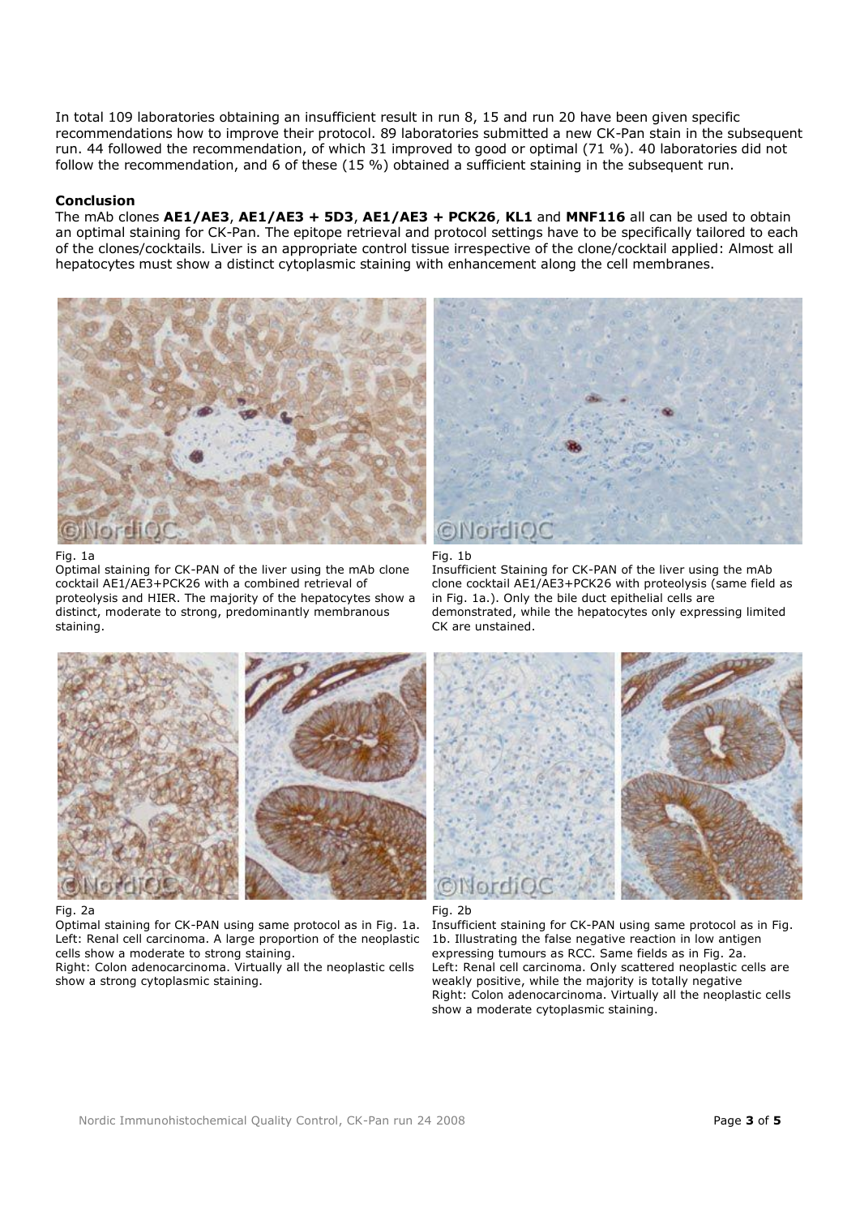In total 109 laboratories obtaining an insufficient result in run 8, 15 and run 20 have been given specific recommendations how to improve their protocol. 89 laboratories submitted a new CK-Pan stain in the subsequent run. 44 followed the recommendation, of which 31 improved to good or optimal (71 %). 40 laboratories did not follow the recommendation, and 6 of these (15 %) obtained a sufficient staining in the subsequent run.

### Conclusion

The mAb clones **AE1/AE3**, **AE1/AE3 + 5D3**, **AE1/AE3 + PCK26**, **KL1** and **MNF116** all can be used to obtain an optimal staining for CK-Pan. The epitope retrieval and protocol settings have to be specifically tailored to each of the clones/cocktails. Liver is an appropriate control tissue irrespective of the clone/cocktail applied: Almost all hepatocytes must show a distinct cytoplasmic staining with enhancement along the cell membranes.

Fig. 1a
Optimal staining for CK-PAN of the liver using the mAb clone cocktail AE1/AE3+PCK26 with a combined retrieval of proteolysis and HIER. The majority of the hepatocytes show a distinct, moderate to strong, predominantly membranous staining.

Fig. 1b
Insufficient Staining for CK-PAN of the liver using the mAb clone cocktail AE1/AE3+PCK26 with proteolysis (same field as in Fig. 1a.). Only the bile duct epithelial cells are demonstrated, while the hepatocytes only expressing limited CK are unstained.

Fig. 2a
Optimal staining for CK-PAN using same protocol as in Fig. 1a.
Left: Renal cell carcinoma. A large proportion of the neoplastic cells show a moderate to strong staining.
Right: Colon adenocarcinoma. Virtually all the neoplastic cells show a strong cytoplasmic staining.

Fig. 2b
Insufficient staining for CK-PAN using same protocol as in Fig. 1b. Illustrating the false negative reaction in low antigen expressing tumours as RCC. Same fields as in Fig. 2a.
Left: Renal cell carcinoma. Only scattered neoplastic cells are weakly positive, while the majority is totally negative
Right: Colon adenocarcinoma. Virtually all the neoplastic cells show a moderate cytoplasmic staining.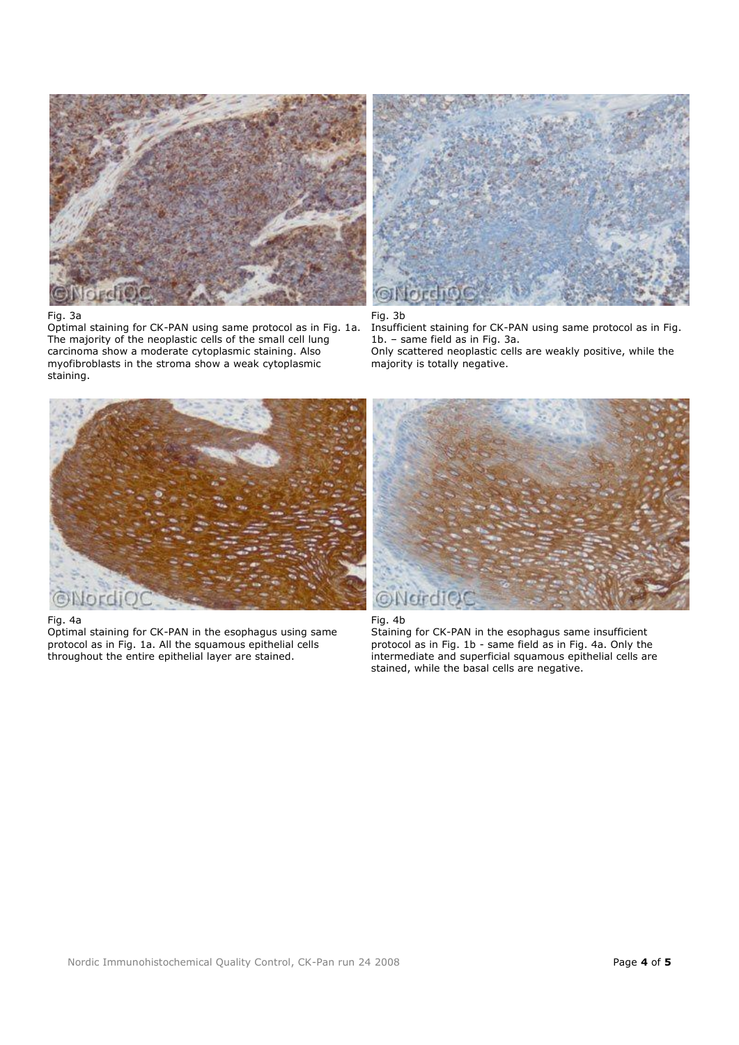Fig. 3a
Optimal staining for CK-PAN using same protocol as in Fig. 1a. The majority of the neoplastic cells of the small cell lung carcinoma show a moderate cytoplasmic staining. Also myofibroblasts in the stroma show a weak cytoplasmic staining.

Fig. 3b
Insufficient staining for CK-PAN using same protocol as in Fig. 1b. – same field as in Fig. 3a.
Only scattered neoplastic cells are weakly positive, while the majority is totally negative.

Fig. 4a
Optimal staining for CK-PAN in the esophagus using same protocol as in Fig. 1a. All the squamous epithelial cells throughout the entire epithelial layer are stained.

Fig. 4b
Staining for CK-PAN in the esophagus same insufficient protocol as in Fig. 1b - same field as in Fig. 4a. Only the intermediate and superficial squamous epithelial cells are stained, while the basal cells are negative.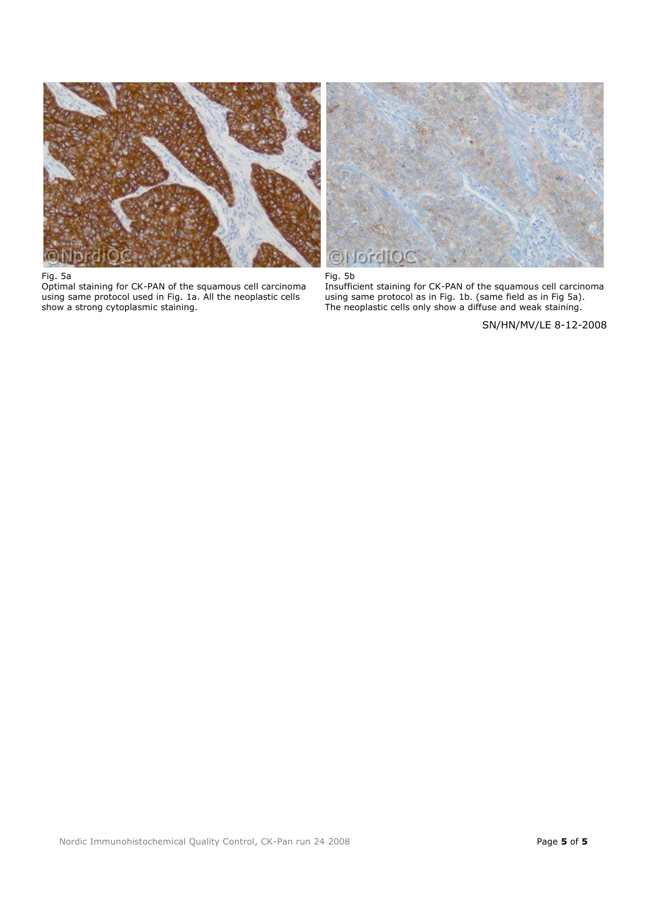Fig. 5a
Optimal staining for CK-PAN of the squamous cell carcinoma using same protocol used in Fig. 1a. All the neoplastic cells show a strong cytoplasmic staining.

Fig. 5b
Insufficient staining for CK-PAN of the squamous cell carcinoma using same protocol as in Fig. 1b. (same field as in Fig 5a). The neoplastic cells only show a diffuse and weak staining.

SN/HN/MV/LE 8-12-2008